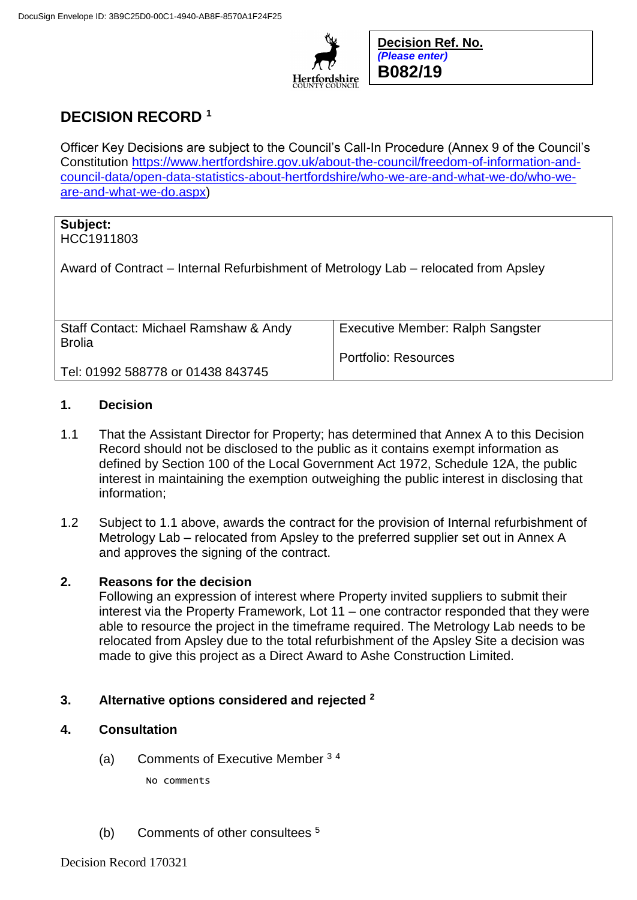**Decision Ref. No.**
*(Please enter)*
**B082/19**

# DECISION RECORD [1]

Officer Key Decisions are subject to the Council's Call-In Procedure (Annex 9 of the Council's Constitution https://www.hertfordshire.gov.uk/about-the-council/freedom-of-information-and-council-data/open-data-statistics-about-hertfordshire/who-we-are-and-what-we-do/who-we-are-and-what-we-do.aspx)

| **Subject:** HCC1911803<br><br>Award of Contract – Internal Refurbishment of Metrology Lab – relocated from Apsley | |
|---|---|
| Staff Contact: Michael Ramshaw & Andy Brolia<br><br>Tel: 01992 588778 or 01438 843745 | Executive Member: Ralph Sangster<br><br>Portfolio: Resources |

## 1. Decision

1.1 That the Assistant Director for Property; has determined that Annex A to this Decision Record should not be disclosed to the public as it contains exempt information as defined by Section 100 of the Local Government Act 1972, Schedule 12A, the public interest in maintaining the exemption outweighing the public interest in disclosing that information;

1.2 Subject to 1.1 above, awards the contract for the provision of Internal refurbishment of Metrology Lab – relocated from Apsley to the preferred supplier set out in Annex A and approves the signing of the contract.

## 2. Reasons for the decision

Following an expression of interest where Property invited suppliers to submit their interest via the Property Framework, Lot 11 – one contractor responded that they were able to resource the project in the timeframe required. The Metrology Lab needs to be relocated from Apsley due to the total refurbishment of the Apsley Site a decision was made to give this project as a Direct Award to Ashe Construction Limited.

## 3. Alternative options considered and rejected [2]

## 4. Consultation

(a) Comments of Executive Member [3] [4]

No comments

(b) Comments of other consultees [5]

Decision Record 170321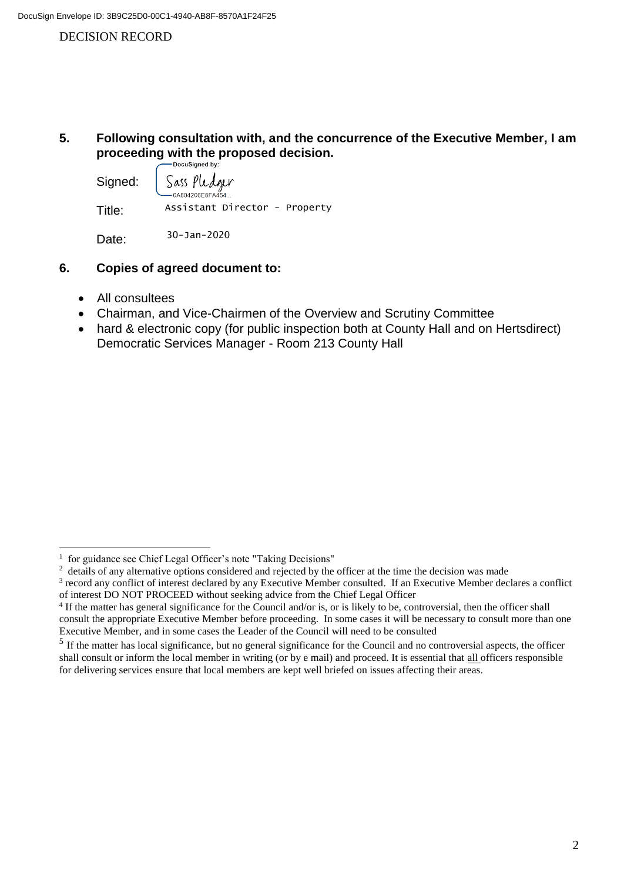DocuSign Envelope ID: 3B9C25D0-00C1-4940-AB8F-8570A1F24F25

DECISION RECORD

**5. Following consultation with, and the concurrence of the Executive Member, I am proceeding with the proposed decision.**

Signed: DocuSigned by: Sass Pledger 6A804206E8FA454...

Title: Assistant Director - Property

Date: 30-Jan-2020

**6. Copies of agreed document to:**

- All consultees
- Chairman, and Vice-Chairmen of the Overview and Scrutiny Committee
- hard & electronic copy (for public inspection both at County Hall and on Hertsdirect) Democratic Services Manager - Room 213 County Hall

---

[1] for guidance see Chief Legal Officer's note "Taking Decisions"

[2] details of any alternative options considered and rejected by the officer at the time the decision was made

[3] record any conflict of interest declared by any Executive Member consulted. If an Executive Member declares a conflict of interest DO NOT PROCEED without seeking advice from the Chief Legal Officer

[4] If the matter has general significance for the Council and/or is, or is likely to be, controversial, then the officer shall consult the appropriate Executive Member before proceeding. In some cases it will be necessary to consult more than one Executive Member, and in some cases the Leader of the Council will need to be consulted

[5] If the matter has local significance, but no general significance for the Council and no controversial aspects, the officer shall consult or inform the local member in writing (or by e mail) and proceed. It is essential that all officers responsible for delivering services ensure that local members are kept well briefed on issues affecting their areas.